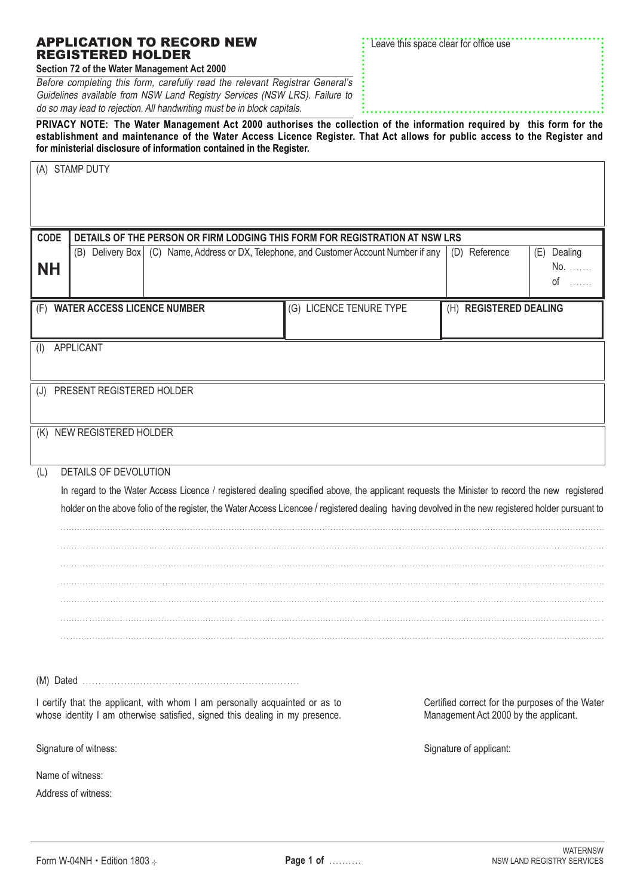# APPLICATION TO RECORD NEW REGISTERED HOLDER

**Section 72 of the Water Management Act 2000**

*Before completing this form, carefully read the relevant Registrar General's Guidelines available from NSW Land Registry Services (NSW LRS). Failure to do so may lead to rejection. All handwriting must be in block capitals.*

Leave this space clear for office use

**PRIVACY NOTE: The Water Management Act 2000 authorises the collection of the information required by this form for the establishment and maintenance of the Water Access Licence Register. That Act allows for public access to the Register and for ministerial disclosure of information contained in the Register.**

(A) STAMP DUTY

| CODE | DETAILS OF THE PERSON OR FIRM LODGING THIS FORM FOR REGISTRATION AT NSW LRS | | | |
|---|---|---|---|---|
| **NH** | (B) Delivery Box | (C) Name, Address or DX, Telephone, and Customer Account Number if any | (D) Reference | (E) Dealing No. ....... of ....... |

| (F) **WATER ACCESS LICENCE NUMBER** | (G) LICENCE TENURE TYPE | (H) **REGISTERED DEALING** |
|---|---|---|
| | | |

(I) APPLICANT

(J) PRESENT REGISTERED HOLDER

(K) NEW REGISTERED HOLDER

(L) DETAILS OF DEVOLUTION

In regard to the Water Access Licence / registered dealing specified above, the applicant requests the Minister to record the new registered holder on the above folio of the register, the Water Access Licencee / registered dealing having devolved in the new registered holder pursuant to

..........................................................................................................................................

..........................................................................................................................................

..........................................................................................................................................

..........................................................................................................................................

..........................................................................................................................................

..........................................................................................................................................

..........................................................................................................................................

(M) Dated ..............................................................

I certify that the applicant, with whom I am personally acquainted or as to whose identity I am otherwise satisfied, signed this dealing in my presence.

Signature of witness:

Name of witness:

Address of witness:

Certified correct for the purposes of the Water Management Act 2000 by the applicant.

Signature of applicant:

Form W-04NH • Edition 1803

WATERNSW
NSW LAND REGISTRY SERVICES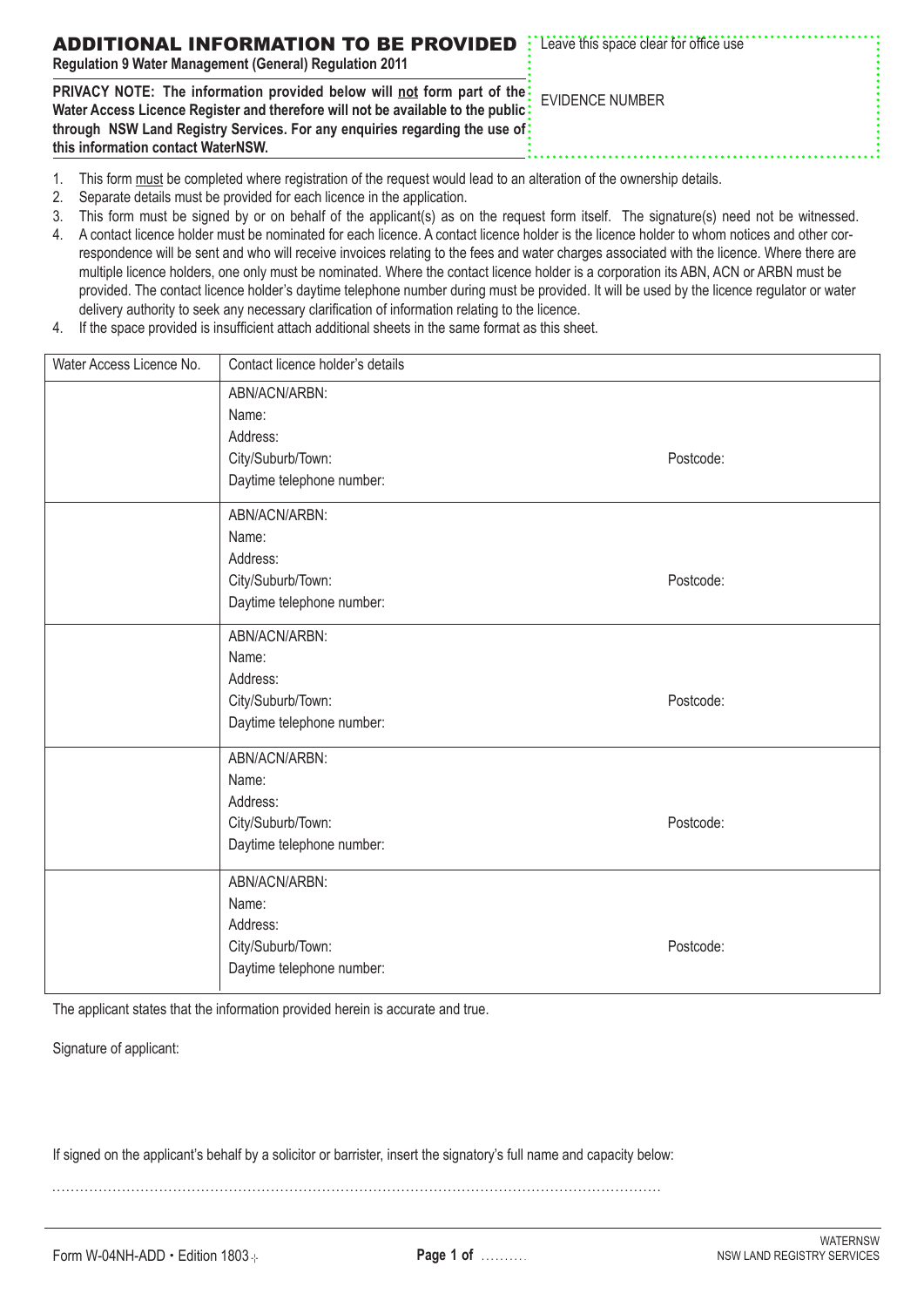# ADDITIONAL INFORMATION TO BE PROVIDED

**Regulation 9 Water Management (General) Regulation 2011**

**PRIVACY NOTE: The information provided below will not form part of the Water Access Licence Register and therefore will not be available to the public through NSW Land Registry Services. For any enquiries regarding the use of this information contact WaterNSW.**

Leave this space clear for office use

EVIDENCE NUMBER

1. This form must be completed where registration of the request would lead to an alteration of the ownership details.
2. Separate details must be provided for each licence in the application.
3. This form must be signed by or on behalf of the applicant(s) as on the request form itself. The signature(s) need not be witnessed.
4. A contact licence holder must be nominated for each licence. A contact licence holder is the licence holder to whom notices and other correspondence will be sent and who will receive invoices relating to the fees and water charges associated with the licence. Where there are multiple licence holders, one only must be nominated. Where the contact licence holder is a corporation its ABN, ACN or ARBN must be provided. The contact licence holder's daytime telephone number during must be provided. It will be used by the licence regulator or water delivery authority to seek any necessary clarification of information relating to the licence.
4. If the space provided is insufficient attach additional sheets in the same format as this sheet.

| Water Access Licence No. | Contact licence holder's details |
|---|---|
| | ABN/ACN/ARBN:<br>Name:<br>Address:<br>City/Suburb/Town: Postcode:<br>Daytime telephone number: |
| | ABN/ACN/ARBN:<br>Name:<br>Address:<br>City/Suburb/Town: Postcode:<br>Daytime telephone number: |
| | ABN/ACN/ARBN:<br>Name:<br>Address:<br>City/Suburb/Town: Postcode:<br>Daytime telephone number: |
| | ABN/ACN/ARBN:<br>Name:<br>Address:<br>City/Suburb/Town: Postcode:<br>Daytime telephone number: |
| | ABN/ACN/ARBN:<br>Name:<br>Address:<br>City/Suburb/Town: Postcode:<br>Daytime telephone number: |

The applicant states that the information provided herein is accurate and true.

Signature of applicant:

If signed on the applicant's behalf by a solicitor or barrister, insert the signatory's full name and capacity below:

.....................................................................................................................

Form W-04NH-ADD • Edition 1803

Page 1 of ..........

WATERNSW
NSW LAND REGISTRY SERVICES